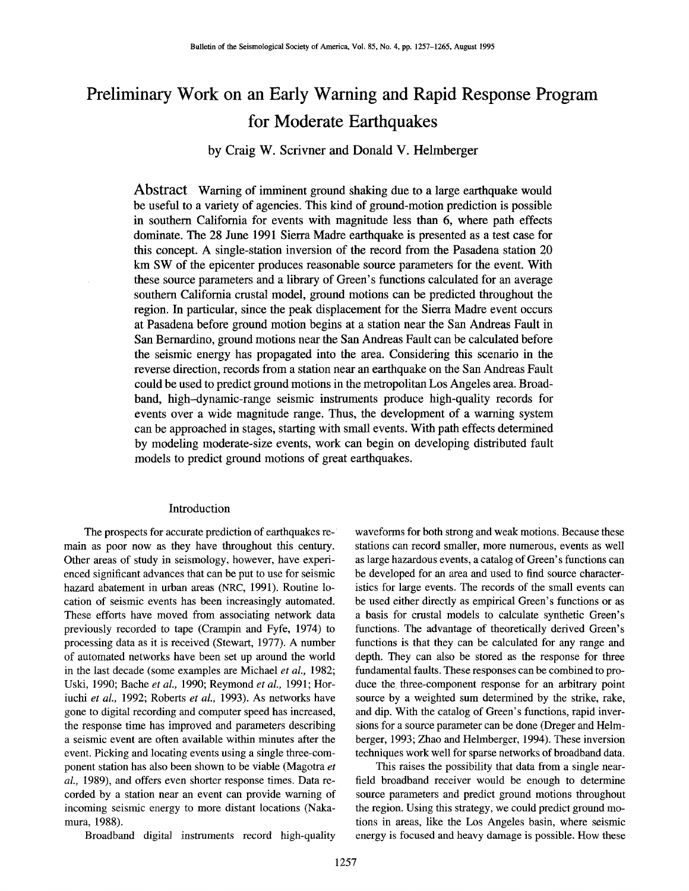# Preliminary Work on an Early Warning and Rapid Response Program for Moderate Earthquakes

by Craig W. Scrivner and Donald V. Helmberger

**Abstract** Warning of imminent ground shaking due to a large earthquake would be useful to a variety of agencies. This kind of ground-motion prediction is possible in southern California for events with magnitude less than 6, where path effects dominate. The 28 June 1991 Sierra Madre earthquake is presented as a test case for this concept. A single-station inversion of the record from the Pasadena station 20 km SW of the epicenter produces reasonable source parameters for the event. With these source parameters and a library of Green's functions calculated for an average southern California crustal model, ground motions can be predicted throughout the region. In particular, since the peak displacement for the Sierra Madre event occurs at Pasadena before ground motion begins at a station near the San Andreas Fault in San Bernardino, ground motions near the San Andreas Fault can be calculated before the seismic energy has propagated into the area. Considering this scenario in the reverse direction, records from a station near an earthquake on the San Andreas Fault could be used to predict ground motions in the metropolitan Los Angeles area. Broadband, high-dynamic-range seismic instruments produce high-quality records for events over a wide magnitude range. Thus, the development of a warning system can be approached in stages, starting with small events. With path effects determined by modeling moderate-size events, work can begin on developing distributed fault models to predict ground motions of great earthquakes.

## Introduction

The prospects for accurate prediction of earthquakes remain as poor now as they have throughout this century. Other areas of study in seismology, however, have experienced significant advances that can be put to use for seismic hazard abatement in urban areas (NRC, 1991). Routine location of seismic events has been increasingly automated. These efforts have moved from associating network data previously recorded to tape (Crampin and Fyfe, 1974) to processing data as it is received (Stewart, 1977). A number of automated networks have been set up around the world in the last decade (some examples are Michael *et al.,* 1982; Uski, 1990; Bache *et al.,* 1990; Reymond *et al.,* 1991; Horiuchi *et al.,* 1992; Roberts *et al.,* 1993). As networks have gone to digital recording and computer speed has increased, the response time has improved and parameters describing a seismic event are often available within minutes after the event. Picking and locating events using a single three-component station has also been shown to be viable (Magotra *et al.,* 1989), and offers even shorter response times. Data recorded by a station near an event can provide warning of incoming seismic energy to more distant locations (Nakamura, 1988).

Broadband digital instruments record high-quality waveforms for both strong and weak motions. Because these stations can record smaller, more numerous, events as well as large hazardous events, a catalog of Green's functions can be developed for an area and used to find source characteristics for large events. The records of the small events can be used either directly as empirical Green's functions or as a basis for crustal models to calculate synthetic Green's functions. The advantage of theoretically derived Green's functions is that they can be calculated for any range and depth. They can also be stored as the response for three fundamental faults. These responses can be combined to produce the three-component response for an arbitrary point source by a weighted sum determined by the strike, rake, and dip. With the catalog of Green's functions, rapid inversions for a source parameter can be done (Dreger and Helmberger, 1993; Zhao and Helmberger, 1994). These inversion techniques work well for sparse networks of broadband data.

This raises the possibility that data from a single near-field broadband receiver would be enough to determine source parameters and predict ground motions throughout the region. Using this strategy, we could predict ground motions in areas, like the Los Angeles basin, where seismic energy is focused and heavy damage is possible. How these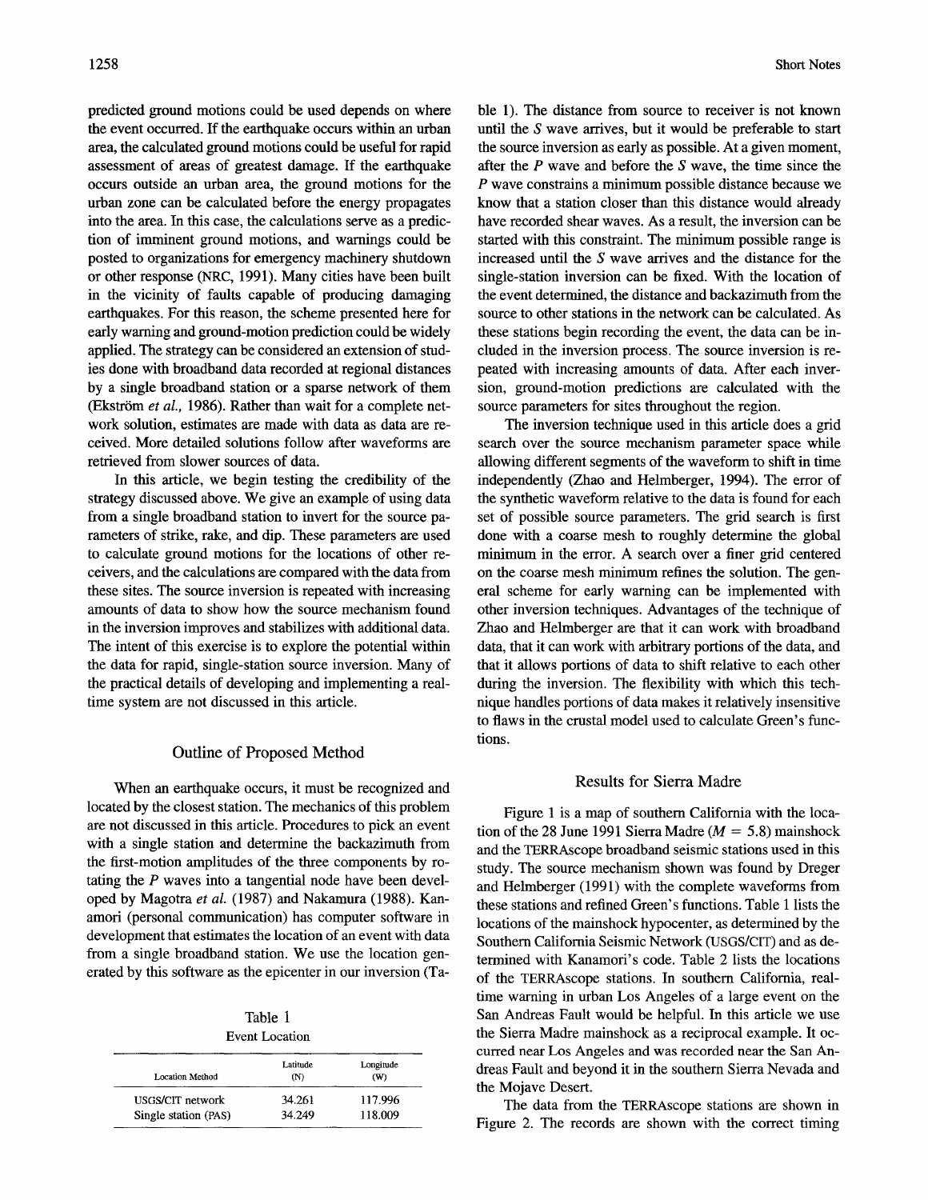predicted ground motions could be used depends on where the event occurred. If the earthquake occurs within an urban area, the calculated ground motions could be useful for rapid assessment of areas of greatest damage. If the earthquake occurs outside an urban area, the ground motions for the urban zone can be calculated before the energy propagates into the area. In this case, the calculations serve as a prediction of imminent ground motions, and warnings could be posted to organizations for emergency machinery shutdown or other response (NRC, 1991). Many cities have been built in the vicinity of faults capable of producing damaging earthquakes. For this reason, the scheme presented here for early warning and ground-motion prediction could be widely applied. The strategy can be considered an extension of studies done with broadband data recorded at regional distances by a single broadband station or a sparse network of them (Ekström *et al.,* 1986). Rather than wait for a complete network solution, estimates are made with data as data are received. More detailed solutions follow after waveforms are retrieved from slower sources of data.

In this article, we begin testing the credibility of the strategy discussed above. We give an example of using data from a single broadband station to invert for the source parameters of strike, rake, and dip. These parameters are used to calculate ground motions for the locations of other receivers, and the calculations are compared with the data from these sites. The source inversion is repeated with increasing amounts of data to show how the source mechanism found in the inversion improves and stabilizes with additional data. The intent of this exercise is to explore the potential within the data for rapid, single-station source inversion. Many of the practical details of developing and implementing a real-time system are not discussed in this article.

## Outline of Proposed Method

When an earthquake occurs, it must be recognized and located by the closest station. The mechanics of this problem are not discussed in this article. Procedures to pick an event with a single station and determine the backazimuth from the first-motion amplitudes of the three components by rotating the *P* waves into a tangential node have been developed by Magotra *et al.* (1987) and Nakamura (1988). Kanamori (personal communication) has computer software in development that estimates the location of an event with data from a single broadband station. We use the location generated by this software as the epicenter in our inversion (Table 1). The distance from source to receiver is not known until the *S* wave arrives, but it would be preferable to start the source inversion as early as possible. At a given moment, after the *P* wave and before the *S* wave, the time since the *P* wave constrains a minimum possible distance because we know that a station closer than this distance would already have recorded shear waves. As a result, the inversion can be started with this constraint. The minimum possible range is increased until the *S* wave arrives and the distance for the single-station inversion can be fixed. With the location of the event determined, the distance and backazimuth from the source to other stations in the network can be calculated. As these stations begin recording the event, the data can be included in the inversion process. The source inversion is repeated with increasing amounts of data. After each inversion, ground-motion predictions are calculated with the source parameters for sites throughout the region.

Table 1
Event Location

| Location Method | Latitude (N) | Longitude (W) |
|---|---|---|
| USGS/CIT network | 34.261 | 117.996 |
| Single station (PAS) | 34.249 | 118.009 |

The inversion technique used in this article does a grid search over the source mechanism parameter space while allowing different segments of the waveform to shift in time independently (Zhao and Helmberger, 1994). The error of the synthetic waveform relative to the data is found for each set of possible source parameters. The grid search is first done with a coarse mesh to roughly determine the global minimum in the error. A search over a finer grid centered on the coarse mesh minimum refines the solution. The general scheme for early warning can be implemented with other inversion techniques. Advantages of the technique of Zhao and Helmberger are that it can work with broadband data, that it can work with arbitrary portions of the data, and that it allows portions of data to shift relative to each other during the inversion. The flexibility with which this technique handles portions of data makes it relatively insensitive to flaws in the crustal model used to calculate Green's functions.

## Results for Sierra Madre

Figure 1 is a map of southern California with the location of the 28 June 1991 Sierra Madre ($M = 5.8$) mainshock and the TERRAscope broadband seismic stations used in this study. The source mechanism shown was found by Dreger and Helmberger (1991) with the complete waveforms from these stations and refined Green's functions. Table 1 lists the locations of the mainshock hypocenter, as determined by the Southern California Seismic Network (USGS/CIT) and as determined with Kanamori's code. Table 2 lists the locations of the TERRAscope stations. In southern California, real-time warning in urban Los Angeles of a large event on the San Andreas Fault would be helpful. In this article we use the Sierra Madre mainshock as a reciprocal example. It occurred near Los Angeles and was recorded near the San Andreas Fault and beyond it in the southern Sierra Nevada and the Mojave Desert.

The data from the TERRAscope stations are shown in Figure 2. The records are shown with the correct timing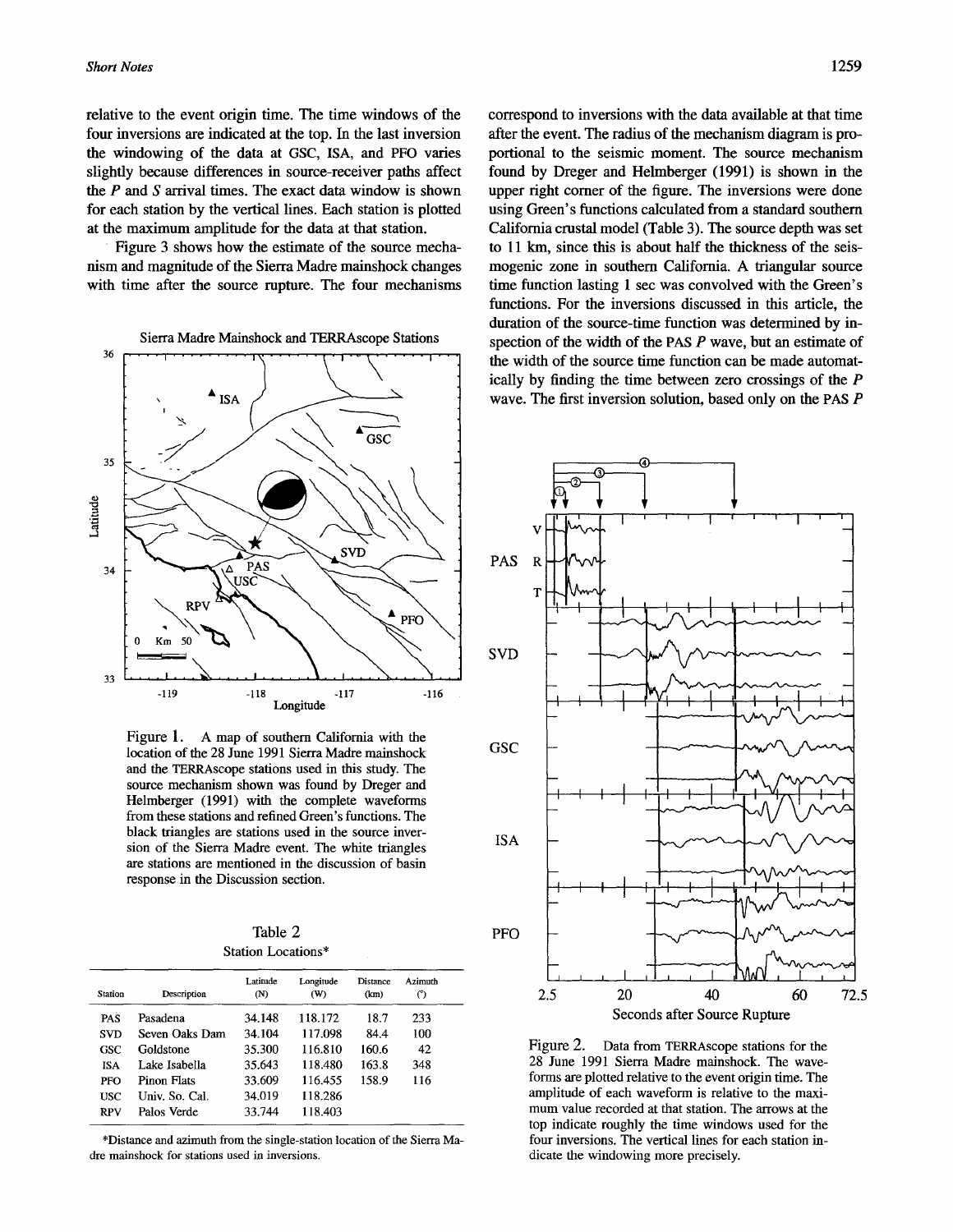relative to the event origin time. The time windows of the four inversions are indicated at the top. In the last inversion the windowing of the data at GSC, ISA, and PFO varies slightly because differences in source-receiver paths affect the *P* and *S* arrival times. The exact data window is shown for each station by the vertical lines. Each station is plotted at the maximum amplitude for the data at that station.

Figure 3 shows how the estimate of the source mechanism and magnitude of the Sierra Madre mainshock changes with time after the source rupture. The four mechanisms correspond to inversions with the data available at that time after the event. The radius of the mechanism diagram is proportional to the seismic moment. The source mechanism found by Dreger and Helmberger (1991) is shown in the upper right corner of the figure. The inversions were done using Green's functions calculated from a standard southern California crustal model (Table 3). The source depth was set to 11 km, since this is about half the thickness of the seismogenic zone in southern California. A triangular source time function lasting 1 sec was convolved with the Green's functions. For the inversions discussed in this article, the duration of the source-time function was determined by inspection of the width of the PAS *P* wave, but an estimate of the width of the source time function can be made automatically by finding the time between zero crossings of the *P* wave. The first inversion solution, based only on the PAS *P*

Figure 1. A map of southern California with the location of the 28 June 1991 Sierra Madre mainshock and the TERRAscope stations used in this study. The source mechanism shown was found by Dreger and Helmberger (1991) with the complete waveforms from these stations and refined Green's functions. The black triangles are stations used in the source inversion of the Sierra Madre event. The white triangles are stations are mentioned in the discussion of basin response in the Discussion section.

Table 2
Station Locations*

| Station | Description | Latitude (N) | Longitude (W) | Distance (km) | Azimuth (°) |
|---|---|---|---|---|---|
| PAS | Pasadena | 34.148 | 118.172 | 18.7 | 233 |
| SVD | Seven Oaks Dam | 34.104 | 117.098 | 84.4 | 100 |
| GSC | Goldstone | 35.300 | 116.810 | 160.6 | 42 |
| ISA | Lake Isabella | 35.643 | 118.480 | 163.8 | 348 |
| PFO | Pinon Flats | 33.609 | 116.455 | 158.9 | 116 |
| USC | Univ. So. Cal. | 34.019 | 118.286 | | |
| RPV | Palos Verde | 33.744 | 118.403 | | |

*Distance and azimuth from the single-station location of the Sierra Madre mainshock for stations used in inversions.

Figure 2. Data from TERRAscope stations for the 28 June 1991 Sierra Madre mainshock. The waveforms are plotted relative to the event origin time. The amplitude of each waveform is relative to the maximum value recorded at that station. The arrows at the top indicate roughly the time windows used for the four inversions. The vertical lines for each station indicate the windowing more precisely.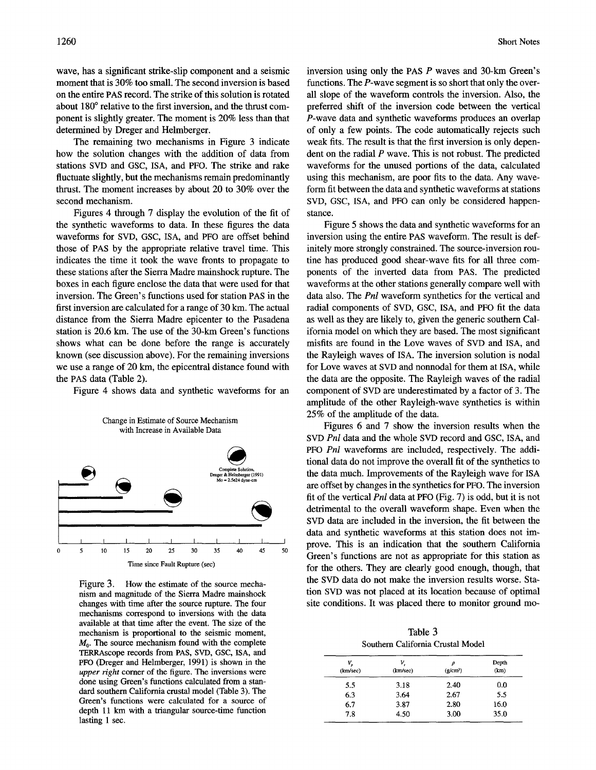wave, has a significant strike-slip component and a seismic moment that is 30% too small. The second inversion is based on the entire PAS record. The strike of this solution is rotated about 180° relative to the first inversion, and the thrust component is slightly greater. The moment is 20% less than that determined by Dreger and Helmberger.

The remaining two mechanisms in Figure 3 indicate how the solution changes with the addition of data from stations SVD and GSC, ISA, and PFO. The strike and rake fluctuate slightly, but the mechanisms remain predominantly thrust. The moment increases by about 20 to 30% over the second mechanism.

Figures 4 through 7 display the evolution of the fit of the synthetic waveforms to data. In these figures the data waveforms for SVD, GSC, ISA, and PFO are offset behind those of PAS by the appropriate relative travel time. This indicates the time it took the wave fronts to propagate to these stations after the Sierra Madre mainshock rupture. The boxes in each figure enclose the data that were used for that inversion. The Green's functions used for station PAS in the first inversion are calculated for a range of 30 km. The actual distance from the Sierra Madre epicenter to the Pasadena station is 20.6 km. The use of the 30-km Green's functions shows what can be done before the range is accurately known (see discussion above). For the remaining inversions we use a range of 20 km, the epicentral distance found with the PAS data (Table 2).

Figure 4 shows data and synthetic waveforms for an inversion using only the PAS *P* waves and 30-km Green's functions. The *P*-wave segment is so short that only the overall slope of the waveform controls the inversion. Also, the preferred shift of the inversion code between the vertical *P*-wave data and synthetic waveforms produces an overlap of only a few points. The code automatically rejects such weak fits. The result is that the first inversion is only dependent on the radial *P* wave. This is not robust. The predicted waveforms for the unused portions of the data, calculated using this mechanism, are poor fits to the data. Any waveform fit between the data and synthetic waveforms at stations SVD, GSC, ISA, and PFO can only be considered happenstance.

Figure 5 shows the data and synthetic waveforms for an inversion using the entire PAS waveform. The result is definitely more strongly constrained. The source-inversion routine has produced good shear-wave fits for all three components of the inverted data from PAS. The predicted waveforms at the other stations generally compare well with data also. The *Pnl* waveform synthetics for the vertical and radial components of SVD, GSC, ISA, and PFO fit the data as well as they are likely to, given the generic southern California model on which they are based. The most significant misfits are found in the Love waves of SVD and ISA, and the Rayleigh waves of ISA. The inversion solution is nodal for Love waves at SVD and nonnodal for them at ISA, while the data are the opposite. The Rayleigh waves of the radial component of SVD are underestimated by a factor of 3. The amplitude of the other Rayleigh-wave synthetics is within 25% of the amplitude of the data.

Figures 6 and 7 show the inversion results when the SVD *Pnl* data and the whole SVD record and GSC, ISA, and PFO *Pnl* waveforms are included, respectively. The additional data do not improve the overall fit of the synthetics to the data much. Improvements of the Rayleigh wave for ISA are offset by changes in the synthetics for PFO. The inversion fit of the vertical *Pnl* data at PFO (Fig. 7) is odd, but it is not detrimental to the overall waveform shape. Even when the SVD data are included in the inversion, the fit between the data and synthetic waveforms at this station does not improve. This is an indication that the southern California Green's functions are not as appropriate for this station as for the others. They are clearly good enough, though, that the SVD data do not make the inversion results worse. Station SVD was not placed at its location because of optimal site conditions. It was placed there to monitor ground mo-

Change in Estimate of Source Mechanism with Increase in Available Data

Complete Solution, Dreger & Helmberger (1991) Mo = 2.5e24 dyne-cm

Time since Fault Rupture (sec)

Figure 3. How the estimate of the source mechanism and magnitude of the Sierra Madre mainshock changes with time after the source rupture. The four mechanisms correspond to inversions with the data available at that time after the event. The size of the mechanism is proportional to the seismic moment, $M_0$. The source mechanism found with the complete TERRAscope records from PAS, SVD, GSC, ISA, and PFO (Dreger and Helmberger, 1991) is shown in the *upper right* corner of the figure. The inversions were done using Green's functions calculated from a standard southern California crustal model (Table 3). The Green's functions were calculated for a source of depth 11 km with a triangular source-time function lasting 1 sec.

Table 3
Southern California Crustal Model

| $V_p$ (km/sec) | $V_s$ (km/sec) | $\rho$ (g/cm³) | Depth (km) |
|---|---|---|---|
| 5.5 | 3.18 | 2.40 | 0.0 |
| 6.3 | 3.64 | 2.67 | 5.5 |
| 6.7 | 3.87 | 2.80 | 16.0 |
| 7.8 | 4.50 | 3.00 | 35.0 |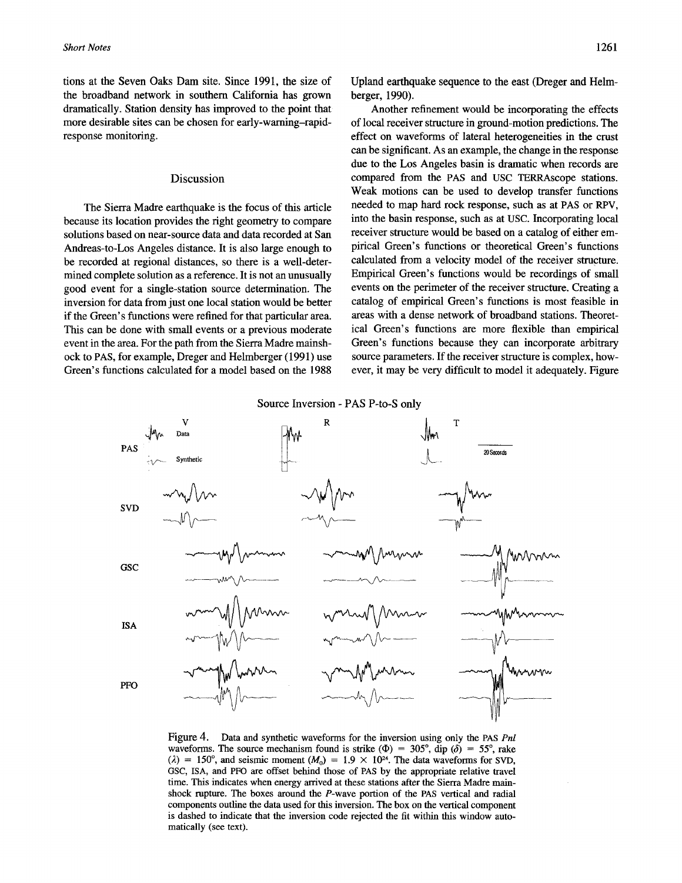tions at the Seven Oaks Dam site. Since 1991, the size of the broadband network in southern California has grown dramatically. Station density has improved to the point that more desirable sites can be chosen for early-warning–rapid-response monitoring.

## Discussion

The Sierra Madre earthquake is the focus of this article because its location provides the right geometry to compare solutions based on near-source data and data recorded at San Andreas-to-Los Angeles distance. It is also large enough to be recorded at regional distances, so there is a well-determined complete solution as a reference. It is not an unusually good event for a single-station source determination. The inversion for data from just one local station would be better if the Green's functions were refined for that particular area. This can be done with small events or a previous moderate event in the area. For the path from the Sierra Madre mainshock to PAS, for example, Dreger and Helmberger (1991) use Green's functions calculated for a model based on the 1988 Upland earthquake sequence to the east (Dreger and Helmberger, 1990).

Another refinement would be incorporating the effects of local receiver structure in ground-motion predictions. The effect on waveforms of lateral heterogeneities in the crust can be significant. As an example, the change in the response due to the Los Angeles basin is dramatic when records are compared from the PAS and USC TERRAscope stations. Weak motions can be used to develop transfer functions needed to map hard rock response, such as at PAS or RPV, into the basin response, such as at USC. Incorporating local receiver structure would be based on a catalog of either empirical Green's functions or theoretical Green's functions calculated from a velocity model of the receiver structure. Empirical Green's functions would be recordings of small events on the perimeter of the receiver structure. Creating a catalog of empirical Green's functions is most feasible in areas with a dense network of broadband stations. Theoretical Green's functions are more flexible than empirical Green's functions because they can incorporate arbitrary source parameters. If the receiver structure is complex, however, it may be very difficult to model it adequately. Figure

Figure 4. Data and synthetic waveforms for the inversion using only the PAS *Pnl* waveforms. The source mechanism found is strike ($\Phi$) = 305°, dip ($\delta$) = 55°, rake ($\lambda$) = 150°, and seismic moment ($M_0$) = $1.9 \times 10^{24}$. The data waveforms for SVD, GSC, ISA, and PFO are offset behind those of PAS by the appropriate relative travel time. This indicates when energy arrived at these stations after the Sierra Madre mainshock rupture. The boxes around the *P*-wave portion of the PAS vertical and radial components outline the data used for this inversion. The box on the vertical component is dashed to indicate that the inversion code rejected the fit within this window automatically (see text).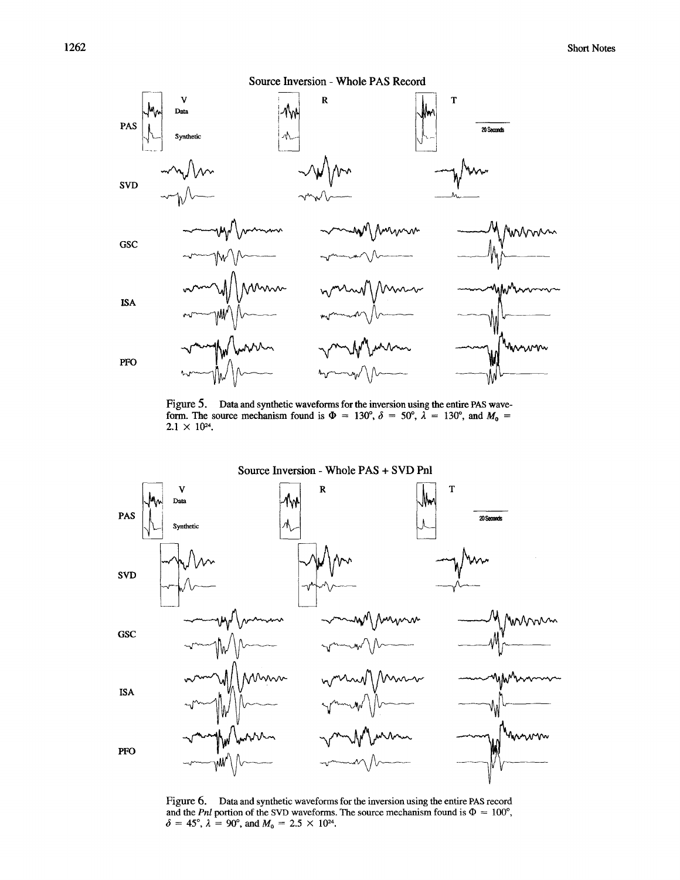Figure 5. Data and synthetic waveforms for the inversion using the entire PAS waveform. The source mechanism found is $\Phi = 130°$, $\delta = 50°$, $\lambda = 130°$, and $M_0 = 2.1 \times 10^{24}$.

Figure 6. Data and synthetic waveforms for the inversion using the entire PAS record and the *Pnl* portion of the SVD waveforms. The source mechanism found is $\Phi = 100°$, $\delta = 45°$, $\lambda = 90°$, and $M_0 = 2.5 \times 10^{24}$.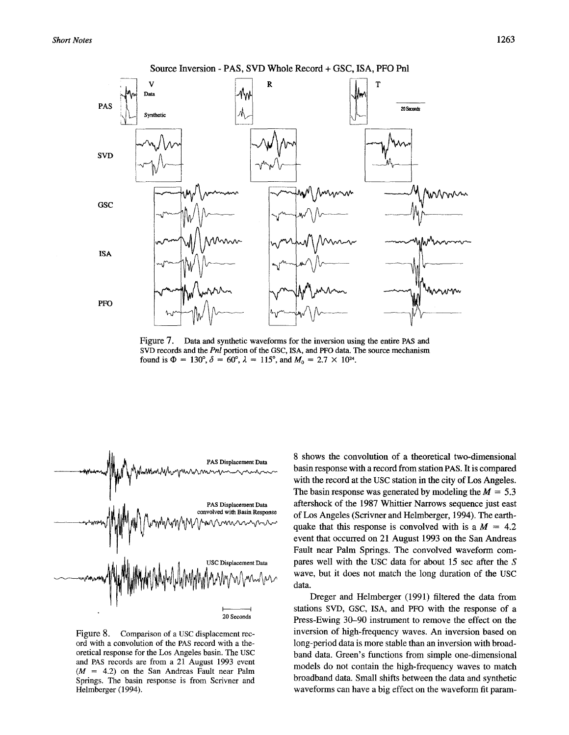Figure 7. Data and synthetic waveforms for the inversion using the entire PAS and SVD records and the *Pnl* portion of the GSC, ISA, and PFO data. The source mechanism found is $\Phi = 130°$, $\delta = 60°$, $\lambda = 115°$, and $M_0 = 2.7 \times 10^{24}$.

Figure 8. Comparison of a USC displacement record with a convolution of the PAS record with a theoretical response for the Los Angeles basin. The USC and PAS records are from a 21 August 1993 event ($M = 4.2$) on the San Andreas Fault near Palm Springs. The basin response is from Scrivner and Helmberger (1994).

8 shows the convolution of a theoretical two-dimensional basin response with a record from station PAS. It is compared with the record at the USC station in the city of Los Angeles. The basin response was generated by modeling the $M = 5.3$ aftershock of the 1987 Whittier Narrows sequence just east of Los Angeles (Scrivner and Helmberger, 1994). The earthquake that this response is convolved with is a $M = 4.2$ event that occurred on 21 August 1993 on the San Andreas Fault near Palm Springs. The convolved waveform compares well with the USC data for about 15 sec after the $S$ wave, but it does not match the long duration of the USC data.

Dreger and Helmberger (1991) filtered the data from stations SVD, GSC, ISA, and PFO with the response of a Press-Ewing 30–90 instrument to remove the effect on the inversion of high-frequency waves. An inversion based on long-period data is more stable than an inversion with broadband data. Green's functions from simple one-dimensional models do not contain the high-frequency waves to match broadband data. Small shifts between the data and synthetic waveforms can have a big effect on the waveform fit param-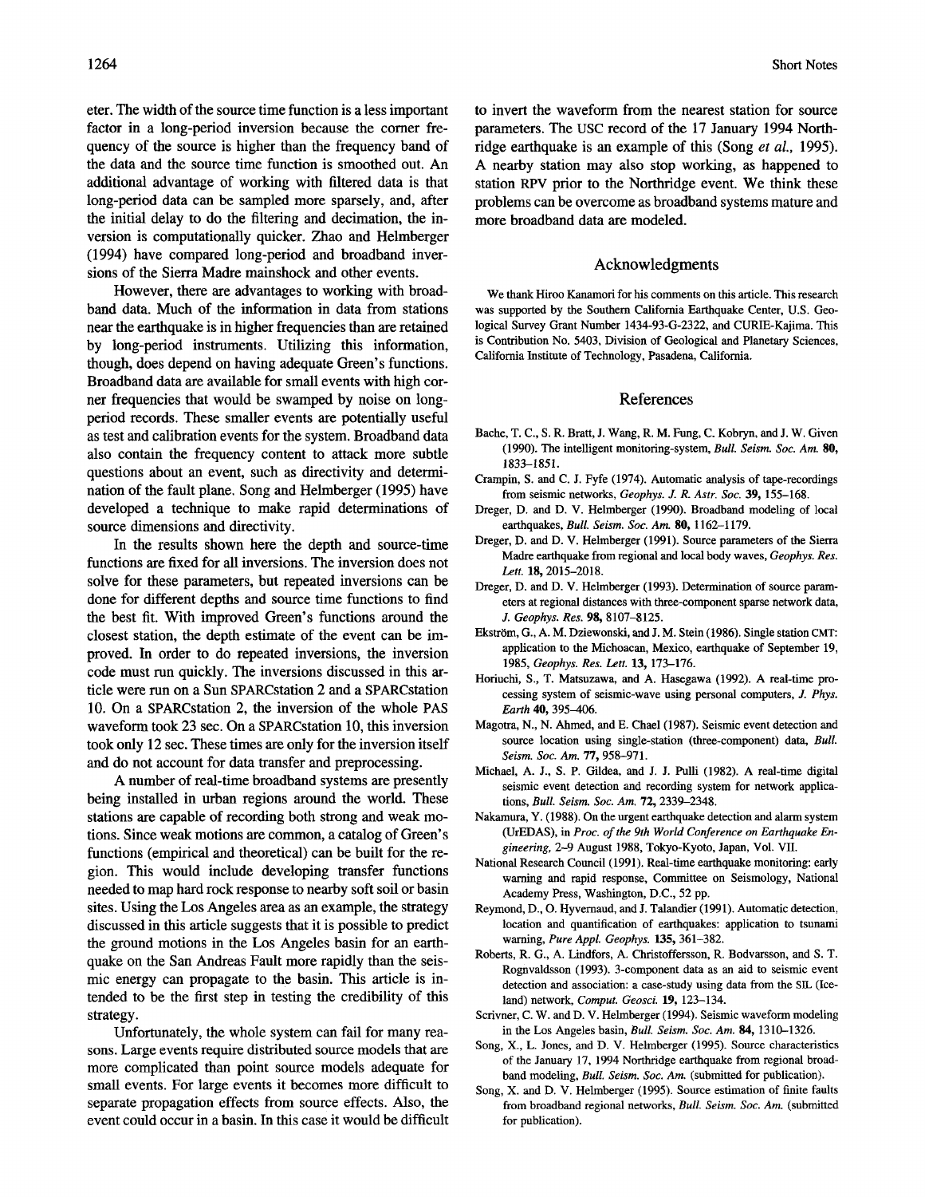eter. The width of the source time function is a less important factor in a long-period inversion because the corner frequency of the source is higher than the frequency band of the data and the source time function is smoothed out. An additional advantage of working with filtered data is that long-period data can be sampled more sparsely, and, after the initial delay to do the filtering and decimation, the inversion is computationally quicker. Zhao and Helmberger (1994) have compared long-period and broadband inversions of the Sierra Madre mainshock and other events.

However, there are advantages to working with broadband data. Much of the information in data from stations near the earthquake is in higher frequencies than are retained by long-period instruments. Utilizing this information, though, does depend on having adequate Green's functions. Broadband data are available for small events with high corner frequencies that would be swamped by noise on long-period records. These smaller events are potentially useful as test and calibration events for the system. Broadband data also contain the frequency content to attack more subtle questions about an event, such as directivity and determination of the fault plane. Song and Helmberger (1995) have developed a technique to make rapid determinations of source dimensions and directivity.

In the results shown here the depth and source-time functions are fixed for all inversions. The inversion does not solve for these parameters, but repeated inversions can be done for different depths and source time functions to find the best fit. With improved Green's functions around the closest station, the depth estimate of the event can be improved. In order to do repeated inversions, the inversion code must run quickly. The inversions discussed in this article were run on a Sun SPARCstation 2 and a SPARCstation 10. On a SPARCstation 2, the inversion of the whole PAS waveform took 23 sec. On a SPARCstation 10, this inversion took only 12 sec. These times are only for the inversion itself and do not account for data transfer and preprocessing.

A number of real-time broadband systems are presently being installed in urban regions around the world. These stations are capable of recording both strong and weak motions. Since weak motions are common, a catalog of Green's functions (empirical and theoretical) can be built for the region. This would include developing transfer functions needed to map hard rock response to nearby soft soil or basin sites. Using the Los Angeles area as an example, the strategy discussed in this article suggests that it is possible to predict the ground motions in the Los Angeles basin for an earthquake on the San Andreas Fault more rapidly than the seismic energy can propagate to the basin. This article is intended to be the first step in testing the credibility of this strategy.

Unfortunately, the whole system can fail for many reasons. Large events require distributed source models that are more complicated than point source models adequate for small events. For large events it becomes more difficult to separate propagation effects from source effects. Also, the event could occur in a basin. In this case it would be difficult to invert the waveform from the nearest station for source parameters. The USC record of the 17 January 1994 Northridge earthquake is an example of this (Song *et al.*, 1995). A nearby station may also stop working, as happened to station RPV prior to the Northridge event. We think these problems can be overcome as broadband systems mature and more broadband data are modeled.

## Acknowledgments

We thank Hiroo Kanamori for his comments on this article. This research was supported by the Southern California Earthquake Center, U.S. Geological Survey Grant Number 1434-93-G-2322, and CURIE-Kajima. This is Contribution No. 5403, Division of Geological and Planetary Sciences, California Institute of Technology, Pasadena, California.

## References

Bache, T. C., S. R. Bratt, J. Wang, R. M. Fung, C. Kobryn, and J. W. Given (1990). The intelligent monitoring-system, *Bull. Seism. Soc. Am.* **80,** 1833–1851.

Crampin, S. and C. J. Fyfe (1974). Automatic analysis of tape-recordings from seismic networks, *Geophys. J. R. Astr. Soc.* **39,** 155–168.

Dreger, D. and D. V. Helmberger (1990). Broadband modeling of local earthquakes, *Bull. Seism. Soc. Am.* **80,** 1162–1179.

Dreger, D. and D. V. Helmberger (1991). Source parameters of the Sierra Madre earthquake from regional and local body waves, *Geophys. Res. Lett.* **18,** 2015–2018.

Dreger, D. and D. V. Helmberger (1993). Determination of source parameters at regional distances with three-component sparse network data, *J. Geophys. Res.* **98,** 8107–8125.

Ekström, G., A. M. Dziewonski, and J. M. Stein (1986). Single station CMT: application to the Michoacan, Mexico, earthquake of September 19, 1985, *Geophys. Res. Lett.* **13,** 173–176.

Horiuchi, S., T. Matsuzawa, and A. Hasegawa (1992). A real-time processing system of seismic-wave using personal computers, *J. Phys. Earth* **40,** 395–406.

Magotra, N., N. Ahmed, and E. Chael (1987). Seismic event detection and source location using single-station (three-component) data, *Bull. Seism. Soc. Am.* **77,** 958–971.

Michael, A. J., S. P. Gildea, and J. J. Pulli (1982). A real-time digital seismic event detection and recording system for network applications, *Bull. Seism. Soc. Am.* **72,** 2339–2348.

Nakamura, Y. (1988). On the urgent earthquake detection and alarm system (UrEDAS), in *Proc. of the 9th World Conference on Earthquake Engineering,* 2–9 August 1988, Tokyo-Kyoto, Japan, Vol. VII.

National Research Council (1991). Real-time earthquake monitoring: early warning and rapid response, Committee on Seismology, National Academy Press, Washington, D.C., 52 pp.

Reymond, D., O. Hyvernaud, and J. Talandier (1991). Automatic detection, location and quantification of earthquakes: application to tsunami warning, *Pure Appl. Geophys.* **135,** 361–382.

Roberts, R. G., A. Lindfors, A. Christoffersson, R. Bodvarsson, and S. T. Rognvaldsson (1993). 3-component data as an aid to seismic event detection and association: a case-study using data from the SIL (Iceland) network, *Comput. Geosci.* **19,** 123–134.

Scrivner, C. W. and D. V. Helmberger (1994). Seismic waveform modeling in the Los Angeles basin, *Bull. Seism. Soc. Am.* **84,** 1310–1326.

Song, X., L. Jones, and D. V. Helmberger (1995). Source characteristics of the January 17, 1994 Northridge earthquake from regional broadband modeling, *Bull. Seism. Soc. Am.* (submitted for publication).

Song, X. and D. V. Helmberger (1995). Source estimation of finite faults from broadband regional networks, *Bull. Seism. Soc. Am.* (submitted for publication).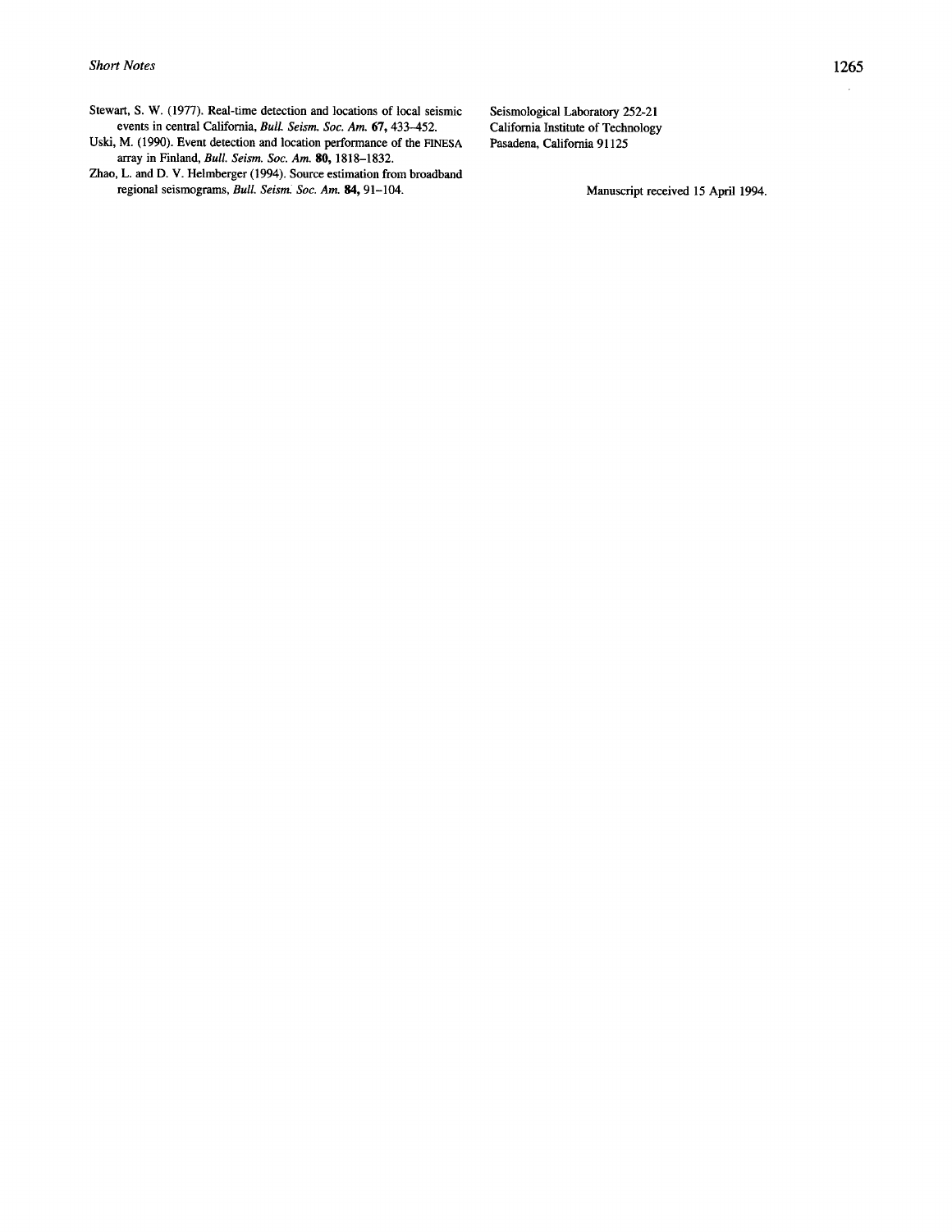Stewart, S. W. (1977). Real-time detection and locations of local seismic events in central California, *Bull. Seism. Soc. Am.* **67,** 433–452.

Uski, M. (1990). Event detection and location performance of the FINESA array in Finland, *Bull. Seism. Soc. Am.* **80,** 1818–1832.

Zhao, L. and D. V. Helmberger (1994). Source estimation from broadband regional seismograms, *Bull. Seism. Soc. Am.* **84,** 91–104.

Seismological Laboratory 252-21
California Institute of Technology
Pasadena, California 91125

Manuscript received 15 April 1994.